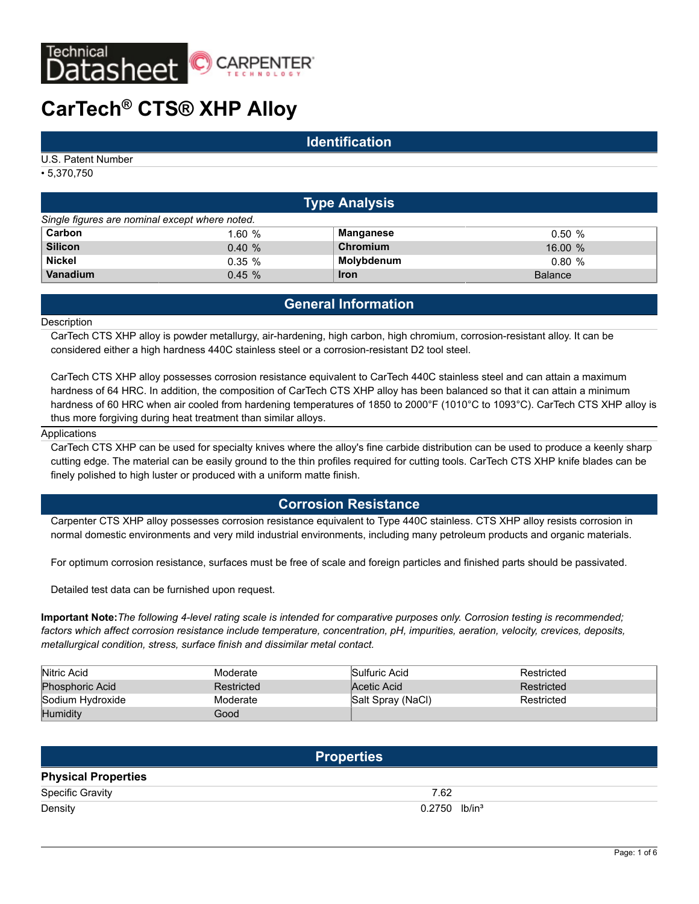Technical Datasheet — CARPENTER TECHNOLOGY

# CarTech® CTS® XHP Alloy

## Identification

U.S. Patent Number

- 5,370,750

## Type Analysis

*Single figures are nominal except where noted.*

| Element | % | Element | % |
|---|---|---|---|
| **Carbon** | 1.60 % | **Manganese** | 0.50 % |
| **Silicon** | 0.40 % | **Chromium** | 16.00 % |
| **Nickel** | 0.35 % | **Molybdenum** | 0.80 % |
| **Vanadium** | 0.45 % | **Iron** | Balance |

## General Information

Description

CarTech CTS XHP alloy is powder metallurgy, air-hardening, high carbon, high chromium, corrosion-resistant alloy. It can be considered either a high hardness 440C stainless steel or a corrosion-resistant D2 tool steel.

CarTech CTS XHP alloy possesses corrosion resistance equivalent to CarTech 440C stainless steel and can attain a maximum hardness of 64 HRC. In addition, the composition of CarTech CTS XHP alloy has been balanced so that it can attain a minimum hardness of 60 HRC when air cooled from hardening temperatures of 1850 to 2000°F (1010°C to 1093°C). CarTech CTS XHP alloy is thus more forgiving during heat treatment than similar alloys.

Applications

CarTech CTS XHP can be used for specialty knives where the alloy's fine carbide distribution can be used to produce a keenly sharp cutting edge. The material can be easily ground to the thin profiles required for cutting tools. CarTech CTS XHP knife blades can be finely polished to high luster or produced with a uniform matte finish.

## Corrosion Resistance

Carpenter CTS XHP alloy possesses corrosion resistance equivalent to Type 440C stainless. CTS XHP alloy resists corrosion in normal domestic environments and very mild industrial environments, including many petroleum products and organic materials.

For optimum corrosion resistance, surfaces must be free of scale and foreign particles and finished parts should be passivated.

Detailed test data can be furnished upon request.

**Important Note:** *The following 4-level rating scale is intended for comparative purposes only. Corrosion testing is recommended; factors which affect corrosion resistance include temperature, concentration, pH, impurities, aeration, velocity, crevices, deposits, metallurgical condition, stress, surface finish and dissimilar metal contact.*

| Environment | Rating | Environment | Rating |
|---|---|---|---|
| Nitric Acid | Moderate | Sulfuric Acid | Restricted |
| Phosphoric Acid | Restricted | Acetic Acid | Restricted |
| Sodium Hydroxide | Moderate | Salt Spray (NaCl) | Restricted |
| Humidity | Good | | |

## Properties

### Physical Properties

| Property | Value |
|---|---|
| Specific Gravity | 7.62 |
| Density | 0.2750 lb/in³ |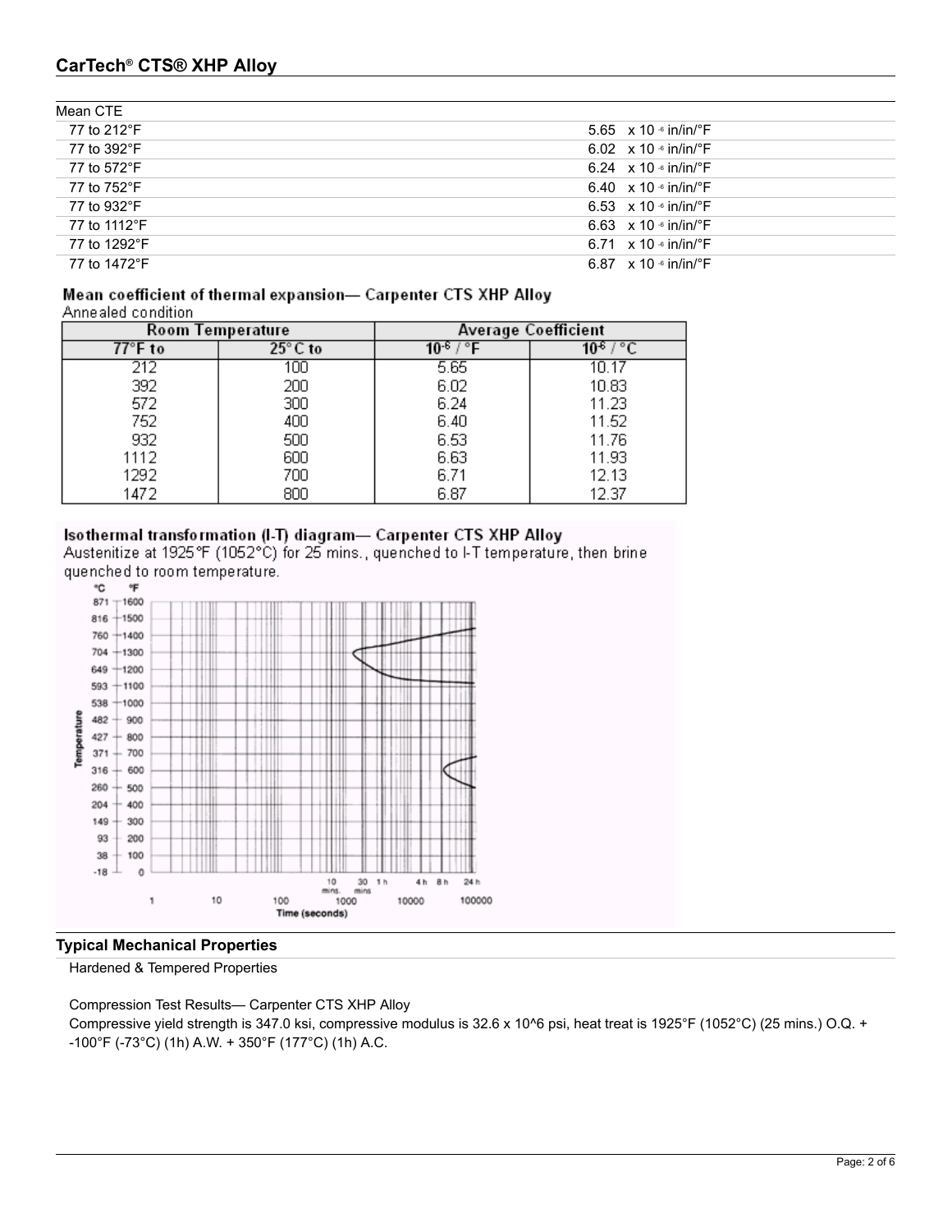| Mean CTE | |
|---|---|
| 77 to 212°F | 5.65 x $10^{-6}$ in/in/°F |
| 77 to 392°F | 6.02 x $10^{-6}$ in/in/°F |
| 77 to 572°F | 6.24 x $10^{-6}$ in/in/°F |
| 77 to 752°F | 6.40 x $10^{-6}$ in/in/°F |
| 77 to 932°F | 6.53 x $10^{-6}$ in/in/°F |
| 77 to 1112°F | 6.63 x $10^{-6}$ in/in/°F |
| 77 to 1292°F | 6.71 x $10^{-6}$ in/in/°F |
| 77 to 1472°F | 6.87 x $10^{-6}$ in/in/°F |

**Mean coefficient of thermal expansion— Carpenter CTS XHP Alloy**

Annealed condition

| Room Temperature | | Average Coefficient | |
|---|---|---|---|
| 77°F to | 25°C to | $10^{-6}$ / °F | $10^{-6}$ / °C |
| 212 | 100 | 5.65 | 10.17 |
| 392 | 200 | 6.02 | 10.83 |
| 572 | 300 | 6.24 | 11.23 |
| 752 | 400 | 6.40 | 11.52 |
| 932 | 500 | 6.53 | 11.76 |
| 1112 | 600 | 6.63 | 11.93 |
| 1292 | 700 | 6.71 | 12.13 |
| 1472 | 800 | 6.87 | 12.37 |

**Isothermal transformation (I-T) diagram— Carpenter CTS XHP Alloy**

Austenitize at 1925°F (1052°C) for 25 mins., quenched to I-T temperature, then brine quenched to room temperature.

## Typical Mechanical Properties

Hardened & Tempered Properties

Compression Test Results— Carpenter CTS XHP Alloy

Compressive yield strength is 347.0 ksi, compressive modulus is 32.6 x 10^6 psi, heat treat is 1925°F (1052°C) (25 mins.) O.Q. + -100°F (-73°C) (1h) A.W. + 350°F (177°C) (1h) A.C.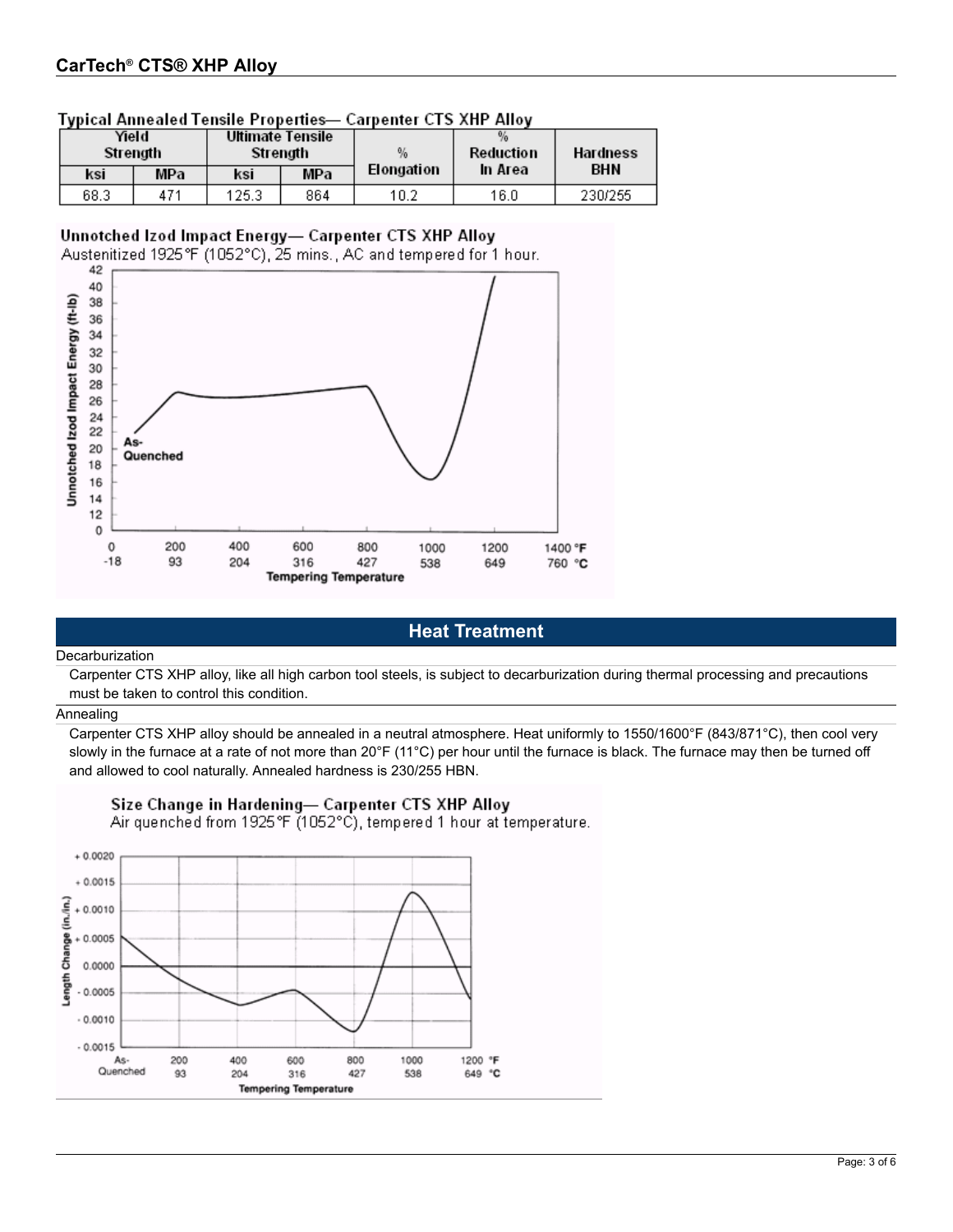**Typical Annealed Tensile Properties— Carpenter CTS XHP Alloy**

| Yield Strength | | Ultimate Tensile Strength | | % Elongation | % Reduction In Area | Hardness BHN |
|---|---|---|---|---|---|---|
| ksi | MPa | ksi | MPa | | | |
| 68.3 | 471 | 125.3 | 864 | 10.2 | 16.0 | 230/255 |

**Unnotched Izod Impact Energy— Carpenter CTS XHP Alloy**

Austenitized 1925°F (1052°C), 25 mins., AC and tempered for 1 hour.

## Heat Treatment

Decarburization

Carpenter CTS XHP alloy, like all high carbon tool steels, is subject to decarburization during thermal processing and precautions must be taken to control this condition.

Annealing

Carpenter CTS XHP alloy should be annealed in a neutral atmosphere. Heat uniformly to 1550/1600°F (843/871°C), then cool very slowly in the furnace at a rate of not more than 20°F (11°C) per hour until the furnace is black. The furnace may then be turned off and allowed to cool naturally. Annealed hardness is 230/255 HBN.

**Size Change in Hardening— Carpenter CTS XHP Alloy**

Air quenched from 1925°F (1052°C), tempered 1 hour at temperature.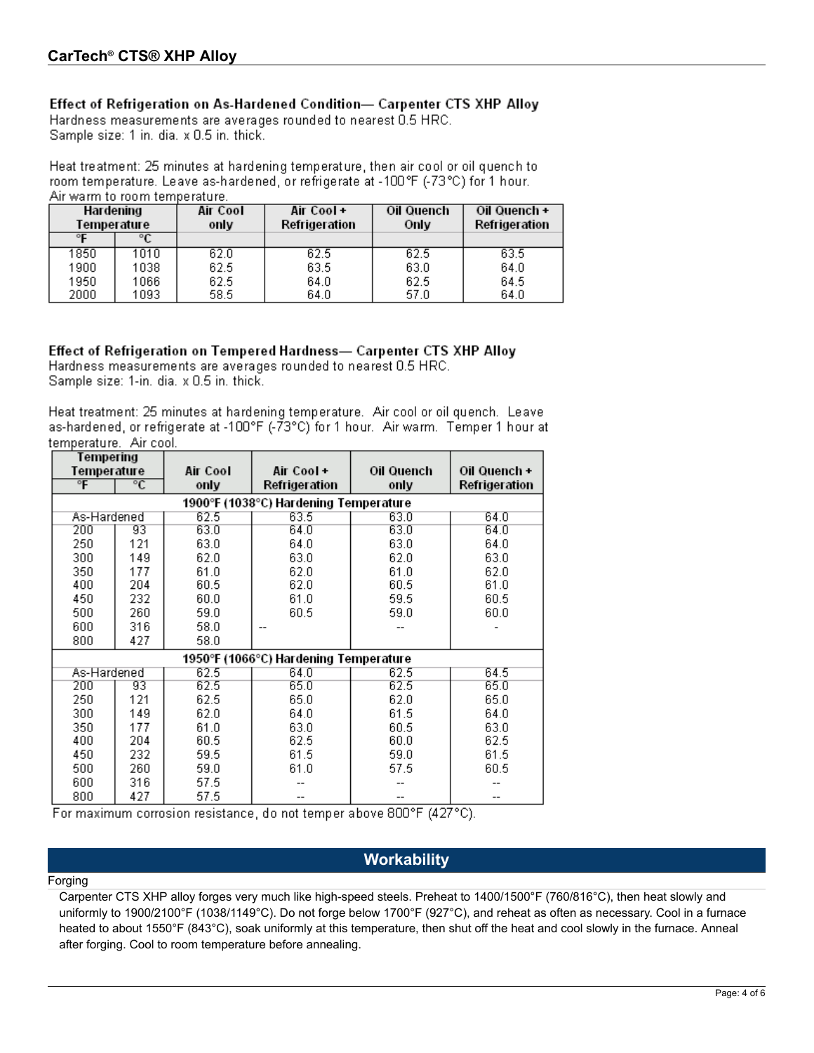## Effect of Refrigeration on As-Hardened Condition— Carpenter CTS XHP Alloy

Hardness measurements are averages rounded to nearest 0.5 HRC.
Sample size: 1 in. dia. x 0.5 in. thick.

Heat treatment: 25 minutes at hardening temperature, then air cool or oil quench to room temperature. Leave as-hardened, or refrigerate at -100°F (-73°C) for 1 hour. Air warm to room temperature.

| Hardening Temperature | | Air Cool only | Air Cool + Refrigeration | Oil Quench Only | Oil Quench + Refrigeration |
|---|---|---|---|---|---|
| °F | °C | | | | |
| 1850 | 1010 | 62.0 | 62.5 | 62.5 | 63.5 |
| 1900 | 1038 | 62.5 | 63.5 | 63.0 | 64.0 |
| 1950 | 1066 | 62.5 | 64.0 | 62.5 | 64.5 |
| 2000 | 1093 | 58.5 | 64.0 | 57.0 | 64.0 |

## Effect of Refrigeration on Tempered Hardness— Carpenter CTS XHP Alloy

Hardness measurements are averages rounded to nearest 0.5 HRC.
Sample size: 1-in. dia. x 0.5 in. thick.

Heat treatment: 25 minutes at hardening temperature. Air cool or oil quench. Leave as-hardened, or refrigerate at -100°F (-73°C) for 1 hour. Air warm. Temper 1 hour at temperature. Air cool.

| Tempering Temperature | | Air Cool only | Air Cool + Refrigeration | Oil Quench only | Oil Quench + Refrigeration |
|---|---|---|---|---|---|
| °F | °C | | | | |
| **1900°F (1038°C) Hardening Temperature** | | | | | |
| As-Hardened | | 62.5 | 63.5 | 63.0 | 64.0 |
| 200 | 93 | 63.0 | 64.0 | 63.0 | 64.0 |
| 250 | 121 | 63.0 | 64.0 | 63.0 | 64.0 |
| 300 | 149 | 62.0 | 63.0 | 62.0 | 63.0 |
| 350 | 177 | 61.0 | 62.0 | 61.0 | 62.0 |
| 400 | 204 | 60.5 | 62.0 | 60.5 | 61.0 |
| 450 | 232 | 60.0 | 61.0 | 59.5 | 60.5 |
| 500 | 260 | 59.0 | 60.5 | 59.0 | 60.0 |
| 600 | 316 | 58.0 | -- | -- | - |
| 800 | 427 | 58.0 | | | |
| **1950°F (1066°C) Hardening Temperature** | | | | | |
| As-Hardened | | 62.5 | 64.0 | 62.5 | 64.5 |
| 200 | 93 | 62.5 | 65.0 | 62.5 | 65.0 |
| 250 | 121 | 62.5 | 65.0 | 62.0 | 65.0 |
| 300 | 149 | 62.0 | 64.0 | 61.5 | 64.0 |
| 350 | 177 | 61.0 | 63.0 | 60.5 | 63.0 |
| 400 | 204 | 60.5 | 62.5 | 60.0 | 62.5 |
| 450 | 232 | 59.5 | 61.5 | 59.0 | 61.5 |
| 500 | 260 | 59.0 | 61.0 | 57.5 | 60.5 |
| 600 | 316 | 57.5 | -- | -- | -- |
| 800 | 427 | 57.5 | -- | -- | -- |

For maximum corrosion resistance, do not temper above 800°F (427°C).

## Workability

Forging

Carpenter CTS XHP alloy forges very much like high-speed steels. Preheat to 1400/1500°F (760/816°C), then heat slowly and uniformly to 1900/2100°F (1038/1149°C). Do not forge below 1700°F (927°C), and reheat as often as necessary. Cool in a furnace heated to about 1550°F (843°C), soak uniformly at this temperature, then shut off the heat and cool slowly in the furnace. Anneal after forging. Cool to room temperature before annealing.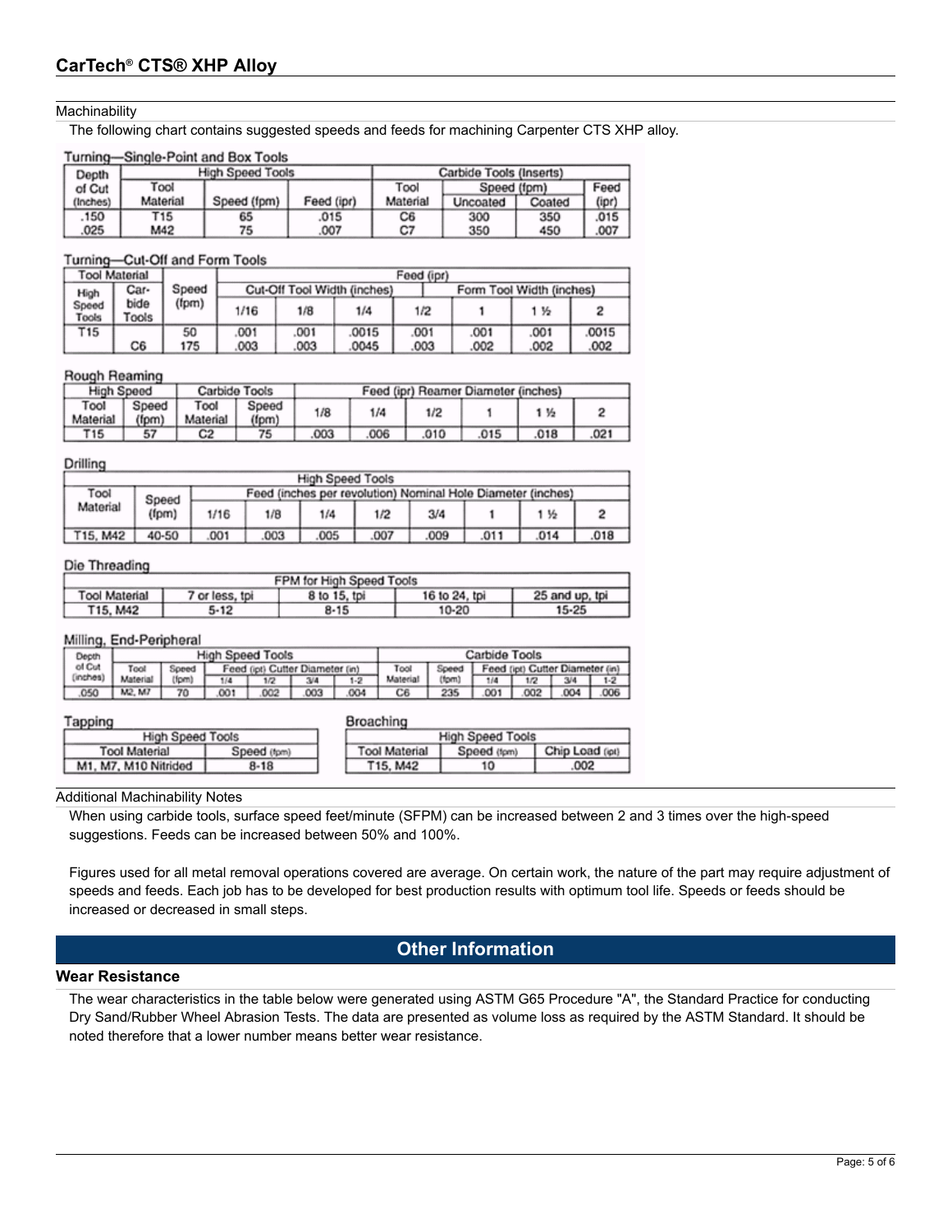## CarTech® CTS® XHP Alloy

### Machinability

The following chart contains suggested speeds and feeds for machining Carpenter CTS XHP alloy.

**Turning—Single-Point and Box Tools**

| Depth of Cut (Inches) | High Speed Tools | | | Carbide Tools (Inserts) | | | |
|---|---|---|---|---|---|---|---|
| | Tool Material | Speed (fpm) | Feed (ipr) | Tool Material | Speed (fpm) | | Feed (ipr) |
| | | | | | Uncoated | Coated | |
| .150 | T15 | 65 | .015 | C6 | 300 | 350 | .015 |
| .025 | M42 | 75 | .007 | C7 | 350 | 450 | .007 |

**Turning—Cut-Off and Form Tools**

| Tool Material | | Speed (fpm) | Feed (ipr) | | | | | | |
|---|---|---|---|---|---|---|---|---|---|
| High Speed Tools | Carbide Tools | | Cut-Off Tool Width (inches) | | | Form Tool Width (inches) | | | |
| | | | 1/16 | 1/8 | 1/4 | 1/2 | 1 | 1 ½ | 2 |
| T15 | | 50 | .001 | .001 | .0015 | .001 | .001 | .001 | .0015 |
| | C6 | 175 | .003 | .003 | .0045 | .003 | .002 | .002 | .002 |

**Rough Reaming**

| High Speed | | Carbide Tools | | Feed (ipr) Reamer Diameter (inches) | | | | | |
|---|---|---|---|---|---|---|---|---|---|
| Tool Material | Speed (fpm) | Tool Material | Speed (fpm) | 1/8 | 1/4 | 1/2 | 1 | 1 ½ | 2 |
| T15 | 57 | C2 | 75 | .003 | .006 | .010 | .015 | .018 | .021 |

**Drilling**

| High Speed Tools | | | | | | | | | |
|---|---|---|---|---|---|---|---|---|---|
| Tool Material | Speed (fpm) | Feed (inches per revolution) Nominal Hole Diameter (inches) | | | | | | | |
| | | 1/16 | 1/8 | 1/4 | 1/2 | 3/4 | 1 | 1 ½ | 2 |
| T15, M42 | 40-50 | .001 | .003 | .005 | .007 | .009 | .011 | .014 | .018 |

**Die Threading**

| FPM for High Speed Tools | | | | |
|---|---|---|---|---|
| Tool Material | 7 or less, tpi | 8 to 15, tpi | 16 to 24, tpi | 25 and up, tpi |
| T15, M42 | 5-12 | 8-15 | 10-20 | 15-25 |

**Milling, End-Peripheral**

| Depth of Cut (inches) | High Speed Tools | | | | | | Carbide Tools | | | | | |
|---|---|---|---|---|---|---|---|---|---|---|---|---|
| | Tool Material | Speed (fpm) | Feed (ipt) Cutter Diameter (in) | | | | Tool Material | Speed (fpm) | Feed (ipt) Cutter Diameter (in) | | | |
| | | | 1/4 | 1/2 | 3/4 | 1-2 | | | 1/4 | 1/2 | 3/4 | 1-2 |
| .050 | M2, M7 | 70 | .001 | .002 | .003 | .004 | C6 | 235 | .001 | .002 | .004 | .006 |

**Tapping**

| High Speed Tools | |
|---|---|
| Tool Material | Speed (fpm) |
| M1, M7, M10 Nitrided | 8-18 |

**Broaching**

| High Speed Tools | | |
|---|---|---|
| Tool Material | Speed (fpm) | Chip Load (ipt) |
| T15, M42 | 10 | .002 |

### Additional Machinability Notes

When using carbide tools, surface speed feet/minute (SFPM) can be increased between 2 and 3 times over the high-speed suggestions. Feeds can be increased between 50% and 100%.

Figures used for all metal removal operations covered are average. On certain work, the nature of the part may require adjustment of speeds and feeds. Each job has to be developed for best production results with optimum tool life. Speeds or feeds should be increased or decreased in small steps.

## Other Information

### Wear Resistance

The wear characteristics in the table below were generated using ASTM G65 Procedure "A", the Standard Practice for conducting Dry Sand/Rubber Wheel Abrasion Tests. The data are presented as volume loss as required by the ASTM Standard. It should be noted therefore that a lower number means better wear resistance.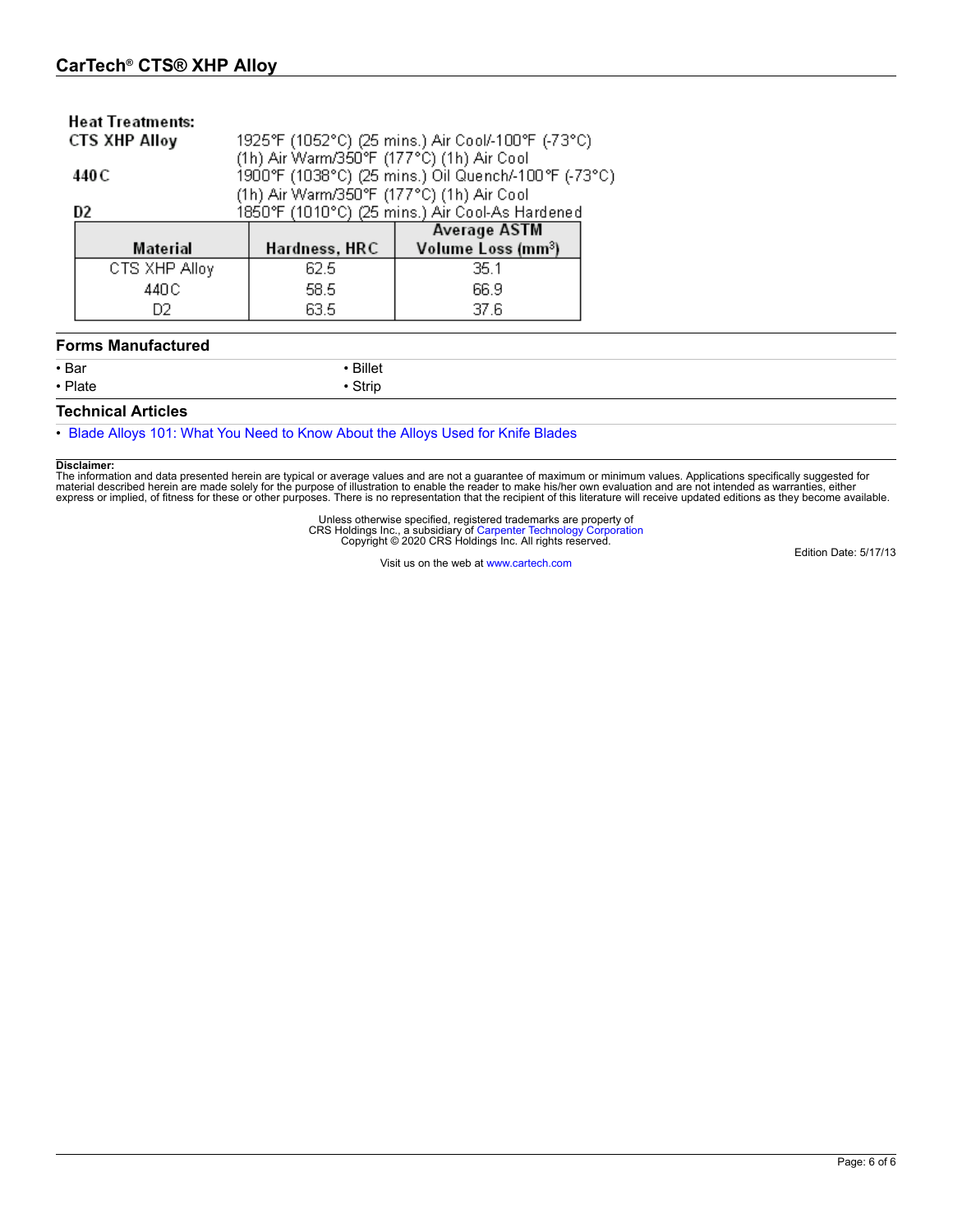**Heat Treatments:**

**CTS XHP Alloy** 1925°F (1052°C) (25 mins.) Air Cool/-100°F (-73°C) (1h) Air Warm/350°F (177°C) (1h) Air Cool

**440C** 1900°F (1038°C) (25 mins.) Oil Quench/-100°F (-73°C) (1h) Air Warm/350°F (177°C) (1h) Air Cool

**D2** 1850°F (1010°C) (25 mins.) Air Cool-As Hardened

| Material | Hardness, HRC | Average ASTM Volume Loss ($mm^3$) |
|---|---|---|
| CTS XHP Alloy | 62.5 | 35.1 |
| 440C | 58.5 | 66.9 |
| D2 | 63.5 | 37.6 |

## Forms Manufactured

- Bar
- Billet
- Plate
- Strip

## Technical Articles

- Blade Alloys 101: What You Need to Know About the Alloys Used for Knife Blades

**Disclaimer:**
The information and data presented herein are typical or average values and are not a guarantee of maximum or minimum values. Applications specifically suggested for material described herein are made solely for the purpose of illustration to enable the reader to make his/her own evaluation and are not intended as warranties, either express or implied, of fitness for these or other purposes. There is no representation that the recipient of this literature will receive updated editions as they become available.

Unless otherwise specified, registered trademarks are property of
CRS Holdings Inc., a subsidiary of Carpenter Technology Corporation
Copyright © 2020 CRS Holdings Inc. All rights reserved.

Edition Date: 5/17/13

Visit us on the web at www.cartech.com